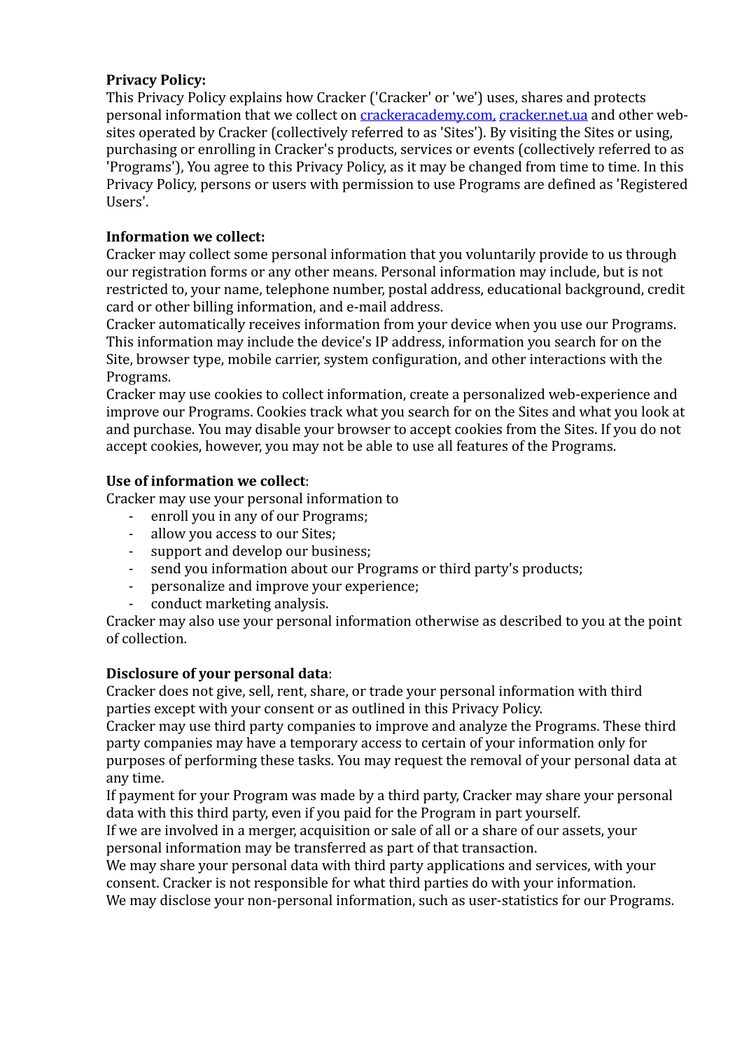**Privacy Policy:**

This Privacy Policy explains how Cracker ('Cracker' or 'we') uses, shares and protects personal information that we collect on [crackeracademy.com,](crackeracademy.com) [cracker.net.ua](cracker.net.ua) and other web-sites operated by Cracker (collectively referred to as 'Sites'). By visiting the Sites or using, purchasing or enrolling in Cracker's products, services or events (collectively referred to as 'Programs'), You agree to this Privacy Policy, as it may be changed from time to time. In this Privacy Policy, persons or users with permission to use Programs are defined as 'Registered Users'.

**Information we collect:**

Cracker may collect some personal information that you voluntarily provide to us through our registration forms or any other means. Personal information may include, but is not restricted to, your name, telephone number, postal address, educational background, credit card or other billing information, and e-mail address.

Cracker automatically receives information from your device when you use our Programs. This information may include the device's IP address, information you search for on the Site, browser type, mobile carrier, system configuration, and other interactions with the Programs.

Cracker may use cookies to collect information, create a personalized web-experience and improve our Programs. Cookies track what you search for on the Sites and what you look at and purchase. You may disable your browser to accept cookies from the Sites. If you do not accept cookies, however, you may not be able to use all features of the Programs.

**Use of information we collect**:

Cracker may use your personal information to

- enroll you in any of our Programs;
- allow you access to our Sites;
- support and develop our business;
- send you information about our Programs or third party's products;
- personalize and improve your experience;
- conduct marketing analysis.

Cracker may also use your personal information otherwise as described to you at the point of collection.

**Disclosure of your personal data**:

Cracker does not give, sell, rent, share, or trade your personal information with third parties except with your consent or as outlined in this Privacy Policy.

Cracker may use third party companies to improve and analyze the Programs. These third party companies may have a temporary access to certain of your information only for purposes of performing these tasks. You may request the removal of your personal data at any time.

If payment for your Program was made by a third party, Cracker may share your personal data with this third party, even if you paid for the Program in part yourself.

If we are involved in a merger, acquisition or sale of all or a share of our assets, your personal information may be transferred as part of that transaction.

We may share your personal data with third party applications and services, with your consent. Cracker is not responsible for what third parties do with your information.

We may disclose your non-personal information, such as user-statistics for our Programs.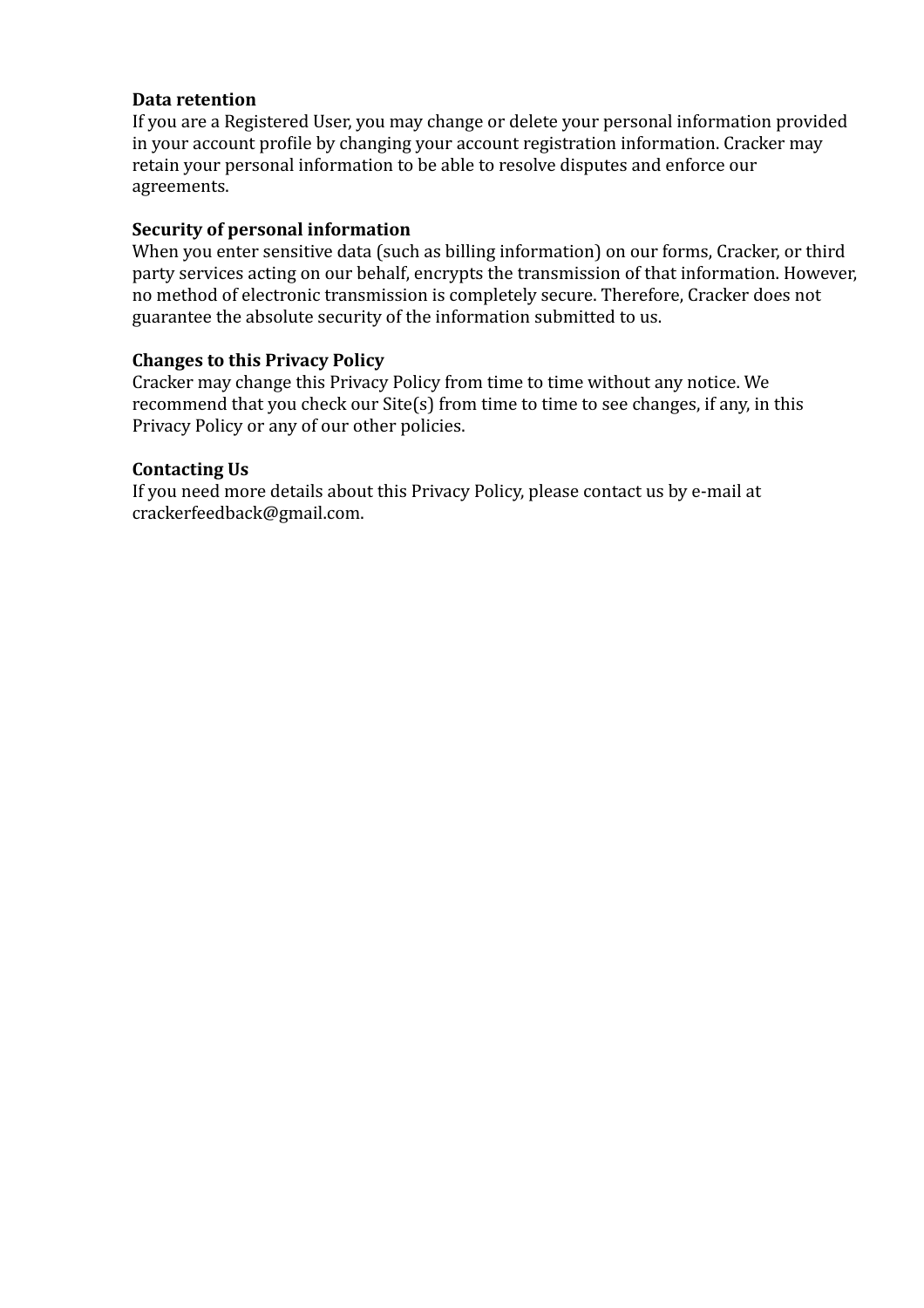**Data retention**
If you are a Registered User, you may change or delete your personal information provided in your account profile by changing your account registration information. Cracker may retain your personal information to be able to resolve disputes and enforce our agreements.

**Security of personal information**
When you enter sensitive data (such as billing information) on our forms, Cracker, or third party services acting on our behalf, encrypts the transmission of that information. However, no method of electronic transmission is completely secure. Therefore, Cracker does not guarantee the absolute security of the information submitted to us.

**Changes to this Privacy Policy**
Cracker may change this Privacy Policy from time to time without any notice. We recommend that you check our Site(s) from time to time to see changes, if any, in this Privacy Policy or any of our other policies.

**Contacting Us**
If you need more details about this Privacy Policy, please contact us by e-mail at crackerfeedback@gmail.com.